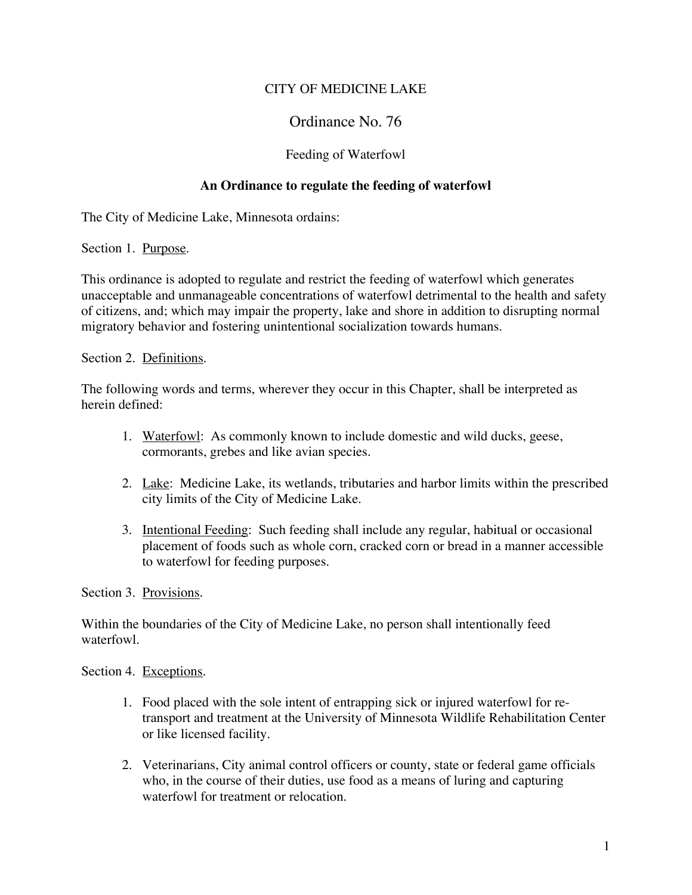# CITY OF MEDICINE LAKE

## Ordinance No. 76

### Feeding of Waterfowl

**An Ordinance to regulate the feeding of waterfowl**

The City of Medicine Lake, Minnesota ordains:

Section 1. Purpose.

This ordinance is adopted to regulate and restrict the feeding of waterfowl which generates unacceptable and unmanageable concentrations of waterfowl detrimental to the health and safety of citizens, and; which may impair the property, lake and shore in addition to disrupting normal migratory behavior and fostering unintentional socialization towards humans.

Section 2. Definitions.

The following words and terms, wherever they occur in this Chapter, shall be interpreted as herein defined:

1. Waterfowl: As commonly known to include domestic and wild ducks, geese, cormorants, grebes and like avian species.

2. Lake: Medicine Lake, its wetlands, tributaries and harbor limits within the prescribed city limits of the City of Medicine Lake.

3. Intentional Feeding: Such feeding shall include any regular, habitual or occasional placement of foods such as whole corn, cracked corn or bread in a manner accessible to waterfowl for feeding purposes.

Section 3. Provisions.

Within the boundaries of the City of Medicine Lake, no person shall intentionally feed waterfowl.

Section 4. Exceptions.

1. Food placed with the sole intent of entrapping sick or injured waterfowl for re-transport and treatment at the University of Minnesota Wildlife Rehabilitation Center or like licensed facility.

2. Veterinarians, City animal control officers or county, state or federal game officials who, in the course of their duties, use food as a means of luring and capturing waterfowl for treatment or relocation.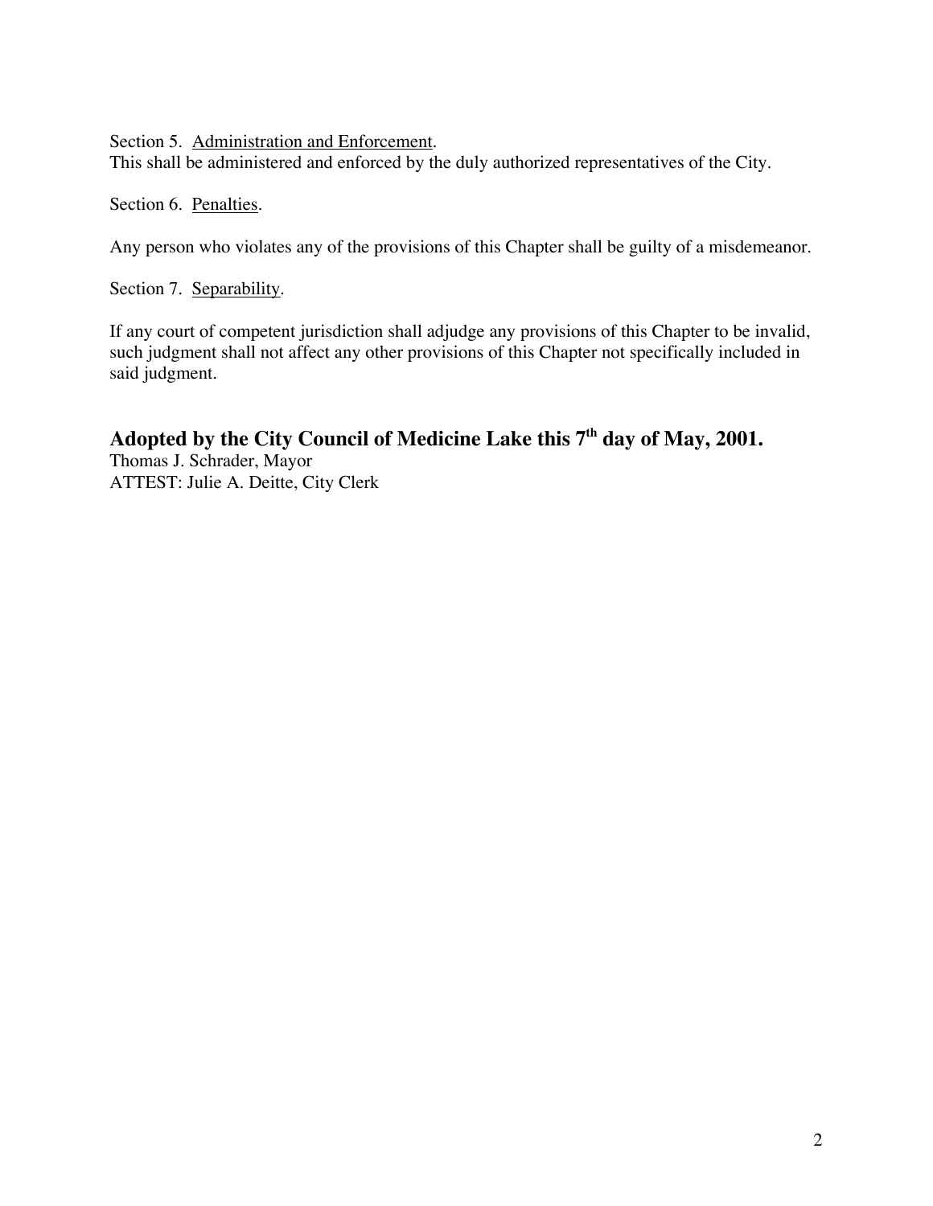Section 5. Administration and Enforcement.
This shall be administered and enforced by the duly authorized representatives of the City.

Section 6. Penalties.

Any person who violates any of the provisions of this Chapter shall be guilty of a misdemeanor.

Section 7. Separability.

If any court of competent jurisdiction shall adjudge any provisions of this Chapter to be invalid, such judgment shall not affect any other provisions of this Chapter not specifically included in said judgment.

**Adopted by the City Council of Medicine Lake this 7th day of May, 2001.**

Thomas J. Schrader, Mayor
ATTEST: Julie A. Deitte, City Clerk